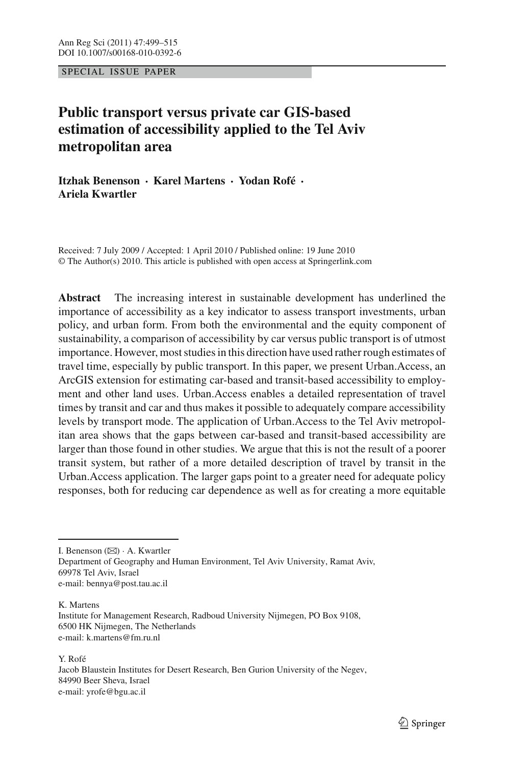SPECIAL ISSUE PAPER

# Public transport versus private car GIS-based estimation of accessibility applied to the Tel Aviv metropolitan area

**Itzhak Benenson · Karel Martens · Yodan Rofé · Ariela Kwartler**

Received: 7 July 2009 / Accepted: 1 April 2010 / Published online: 19 June 2010
© The Author(s) 2010. This article is published with open access at Springerlink.com

**Abstract** The increasing interest in sustainable development has underlined the importance of accessibility as a key indicator to assess transport investments, urban policy, and urban form. From both the environmental and the equity component of sustainability, a comparison of accessibility by car versus public transport is of utmost importance. However, most studies in this direction have used rather rough estimates of travel time, especially by public transport. In this paper, we present Urban.Access, an ArcGIS extension for estimating car-based and transit-based accessibility to employment and other land uses. Urban.Access enables a detailed representation of travel times by transit and car and thus makes it possible to adequately compare accessibility levels by transport mode. The application of Urban.Access to the Tel Aviv metropolitan area shows that the gaps between car-based and transit-based accessibility are larger than those found in other studies. We argue that this is not the result of a poorer transit system, but rather of a more detailed description of travel by transit in the Urban.Access application. The larger gaps point to a greater need for adequate policy responses, both for reducing car dependence as well as for creating a more equitable

---

I. Benenson (✉) · A. Kwartler
Department of Geography and Human Environment, Tel Aviv University, Ramat Aviv, 69978 Tel Aviv, Israel
e-mail: bennya@post.tau.ac.il

K. Martens
Institute for Management Research, Radboud University Nijmegen, PO Box 9108, 6500 HK Nijmegen, The Netherlands
e-mail: k.martens@fm.ru.nl

Y. Rofé
Jacob Blaustein Institutes for Desert Research, Ben Gurion University of the Negev, 84990 Beer Sheva, Israel
e-mail: yrofe@bgu.ac.il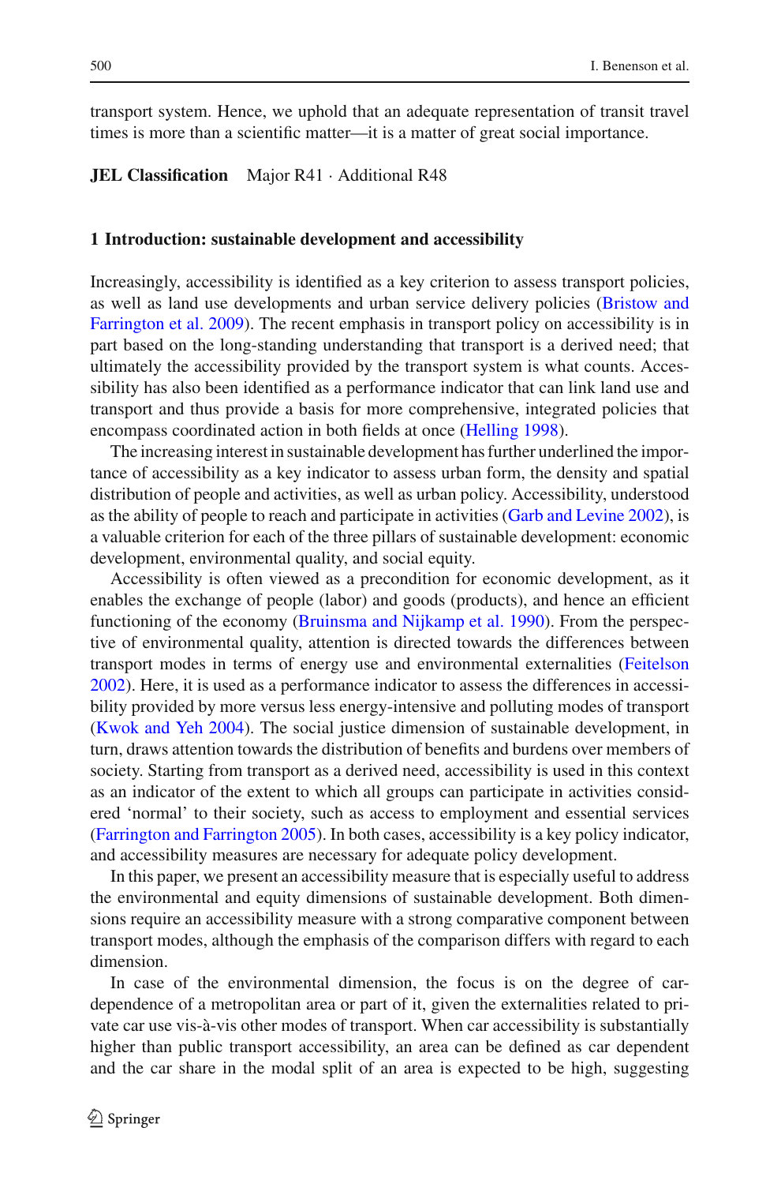transport system. Hence, we uphold that an adequate representation of transit travel times is more than a scientific matter—it is a matter of great social importance.

**JEL Classification** Major R41 · Additional R48

## 1 Introduction: sustainable development and accessibility

Increasingly, accessibility is identified as a key criterion to assess transport policies, as well as land use developments and urban service delivery policies (Bristow and Farrington et al. 2009). The recent emphasis in transport policy on accessibility is in part based on the long-standing understanding that transport is a derived need; that ultimately the accessibility provided by the transport system is what counts. Accessibility has also been identified as a performance indicator that can link land use and transport and thus provide a basis for more comprehensive, integrated policies that encompass coordinated action in both fields at once (Helling 1998).

The increasing interest in sustainable development has further underlined the importance of accessibility as a key indicator to assess urban form, the density and spatial distribution of people and activities, as well as urban policy. Accessibility, understood as the ability of people to reach and participate in activities (Garb and Levine 2002), is a valuable criterion for each of the three pillars of sustainable development: economic development, environmental quality, and social equity.

Accessibility is often viewed as a precondition for economic development, as it enables the exchange of people (labor) and goods (products), and hence an efficient functioning of the economy (Bruinsma and Nijkamp et al. 1990). From the perspective of environmental quality, attention is directed towards the differences between transport modes in terms of energy use and environmental externalities (Feitelson 2002). Here, it is used as a performance indicator to assess the differences in accessibility provided by more versus less energy-intensive and polluting modes of transport (Kwok and Yeh 2004). The social justice dimension of sustainable development, in turn, draws attention towards the distribution of benefits and burdens over members of society. Starting from transport as a derived need, accessibility is used in this context as an indicator of the extent to which all groups can participate in activities considered 'normal' to their society, such as access to employment and essential services (Farrington and Farrington 2005). In both cases, accessibility is a key policy indicator, and accessibility measures are necessary for adequate policy development.

In this paper, we present an accessibility measure that is especially useful to address the environmental and equity dimensions of sustainable development. Both dimensions require an accessibility measure with a strong comparative component between transport modes, although the emphasis of the comparison differs with regard to each dimension.

In case of the environmental dimension, the focus is on the degree of car-dependence of a metropolitan area or part of it, given the externalities related to private car use vis-à-vis other modes of transport. When car accessibility is substantially higher than public transport accessibility, an area can be defined as car dependent and the car share in the modal split of an area is expected to be high, suggesting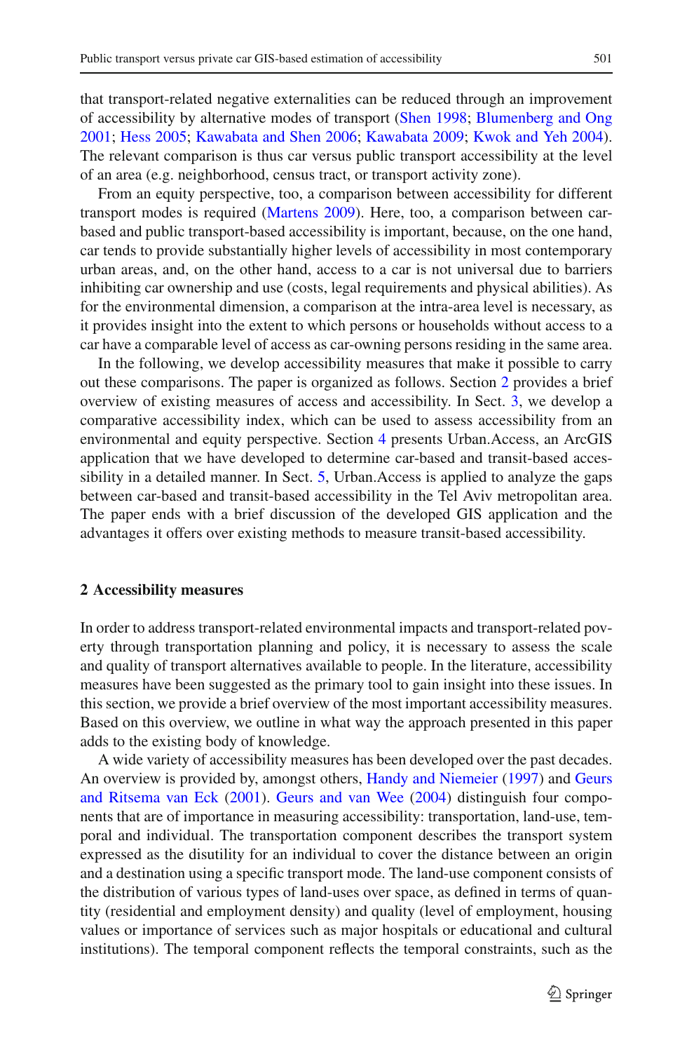that transport-related negative externalities can be reduced through an improvement of accessibility by alternative modes of transport (Shen 1998; Blumenberg and Ong 2001; Hess 2005; Kawabata and Shen 2006; Kawabata 2009; Kwok and Yeh 2004). The relevant comparison is thus car versus public transport accessibility at the level of an area (e.g. neighborhood, census tract, or transport activity zone).

From an equity perspective, too, a comparison between accessibility for different transport modes is required (Martens 2009). Here, too, a comparison between car-based and public transport-based accessibility is important, because, on the one hand, car tends to provide substantially higher levels of accessibility in most contemporary urban areas, and, on the other hand, access to a car is not universal due to barriers inhibiting car ownership and use (costs, legal requirements and physical abilities). As for the environmental dimension, a comparison at the intra-area level is necessary, as it provides insight into the extent to which persons or households without access to a car have a comparable level of access as car-owning persons residing in the same area.

In the following, we develop accessibility measures that make it possible to carry out these comparisons. The paper is organized as follows. Section 2 provides a brief overview of existing measures of access and accessibility. In Sect. 3, we develop a comparative accessibility index, which can be used to assess accessibility from an environmental and equity perspective. Section 4 presents Urban.Access, an ArcGIS application that we have developed to determine car-based and transit-based accessibility in a detailed manner. In Sect. 5, Urban.Access is applied to analyze the gaps between car-based and transit-based accessibility in the Tel Aviv metropolitan area. The paper ends with a brief discussion of the developed GIS application and the advantages it offers over existing methods to measure transit-based accessibility.

## 2 Accessibility measures

In order to address transport-related environmental impacts and transport-related poverty through transportation planning and policy, it is necessary to assess the scale and quality of transport alternatives available to people. In the literature, accessibility measures have been suggested as the primary tool to gain insight into these issues. In this section, we provide a brief overview of the most important accessibility measures. Based on this overview, we outline in what way the approach presented in this paper adds to the existing body of knowledge.

A wide variety of accessibility measures has been developed over the past decades. An overview is provided by, amongst others, Handy and Niemeier (1997) and Geurs and Ritsema van Eck (2001). Geurs and van Wee (2004) distinguish four components that are of importance in measuring accessibility: transportation, land-use, temporal and individual. The transportation component describes the transport system expressed as the disutility for an individual to cover the distance between an origin and a destination using a specific transport mode. The land-use component consists of the distribution of various types of land-uses over space, as defined in terms of quantity (residential and employment density) and quality (level of employment, housing values or importance of services such as major hospitals or educational and cultural institutions). The temporal component reflects the temporal constraints, such as the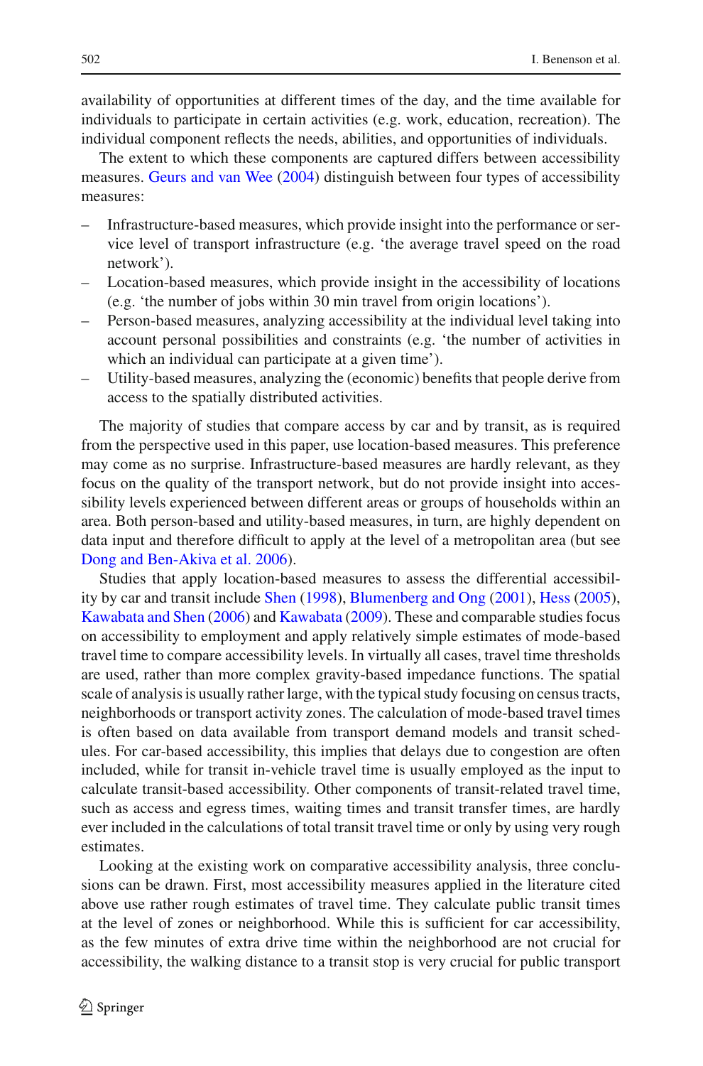availability of opportunities at different times of the day, and the time available for individuals to participate in certain activities (e.g. work, education, recreation). The individual component reflects the needs, abilities, and opportunities of individuals.

The extent to which these components are captured differs between accessibility measures. Geurs and van Wee (2004) distinguish between four types of accessibility measures:

- Infrastructure-based measures, which provide insight into the performance or service level of transport infrastructure (e.g. 'the average travel speed on the road network').
- Location-based measures, which provide insight in the accessibility of locations (e.g. 'the number of jobs within 30 min travel from origin locations').
- Person-based measures, analyzing accessibility at the individual level taking into account personal possibilities and constraints (e.g. 'the number of activities in which an individual can participate at a given time').
- Utility-based measures, analyzing the (economic) benefits that people derive from access to the spatially distributed activities.

The majority of studies that compare access by car and by transit, as is required from the perspective used in this paper, use location-based measures. This preference may come as no surprise. Infrastructure-based measures are hardly relevant, as they focus on the quality of the transport network, but do not provide insight into accessibility levels experienced between different areas or groups of households within an area. Both person-based and utility-based measures, in turn, are highly dependent on data input and therefore difficult to apply at the level of a metropolitan area (but see Dong and Ben-Akiva et al. 2006).

Studies that apply location-based measures to assess the differential accessibility by car and transit include Shen (1998), Blumenberg and Ong (2001), Hess (2005), Kawabata and Shen (2006) and Kawabata (2009). These and comparable studies focus on accessibility to employment and apply relatively simple estimates of mode-based travel time to compare accessibility levels. In virtually all cases, travel time thresholds are used, rather than more complex gravity-based impedance functions. The spatial scale of analysis is usually rather large, with the typical study focusing on census tracts, neighborhoods or transport activity zones. The calculation of mode-based travel times is often based on data available from transport demand models and transit schedules. For car-based accessibility, this implies that delays due to congestion are often included, while for transit in-vehicle travel time is usually employed as the input to calculate transit-based accessibility. Other components of transit-related travel time, such as access and egress times, waiting times and transit transfer times, are hardly ever included in the calculations of total transit travel time or only by using very rough estimates.

Looking at the existing work on comparative accessibility analysis, three conclusions can be drawn. First, most accessibility measures applied in the literature cited above use rather rough estimates of travel time. They calculate public transit times at the level of zones or neighborhood. While this is sufficient for car accessibility, as the few minutes of extra drive time within the neighborhood are not crucial for accessibility, the walking distance to a transit stop is very crucial for public transport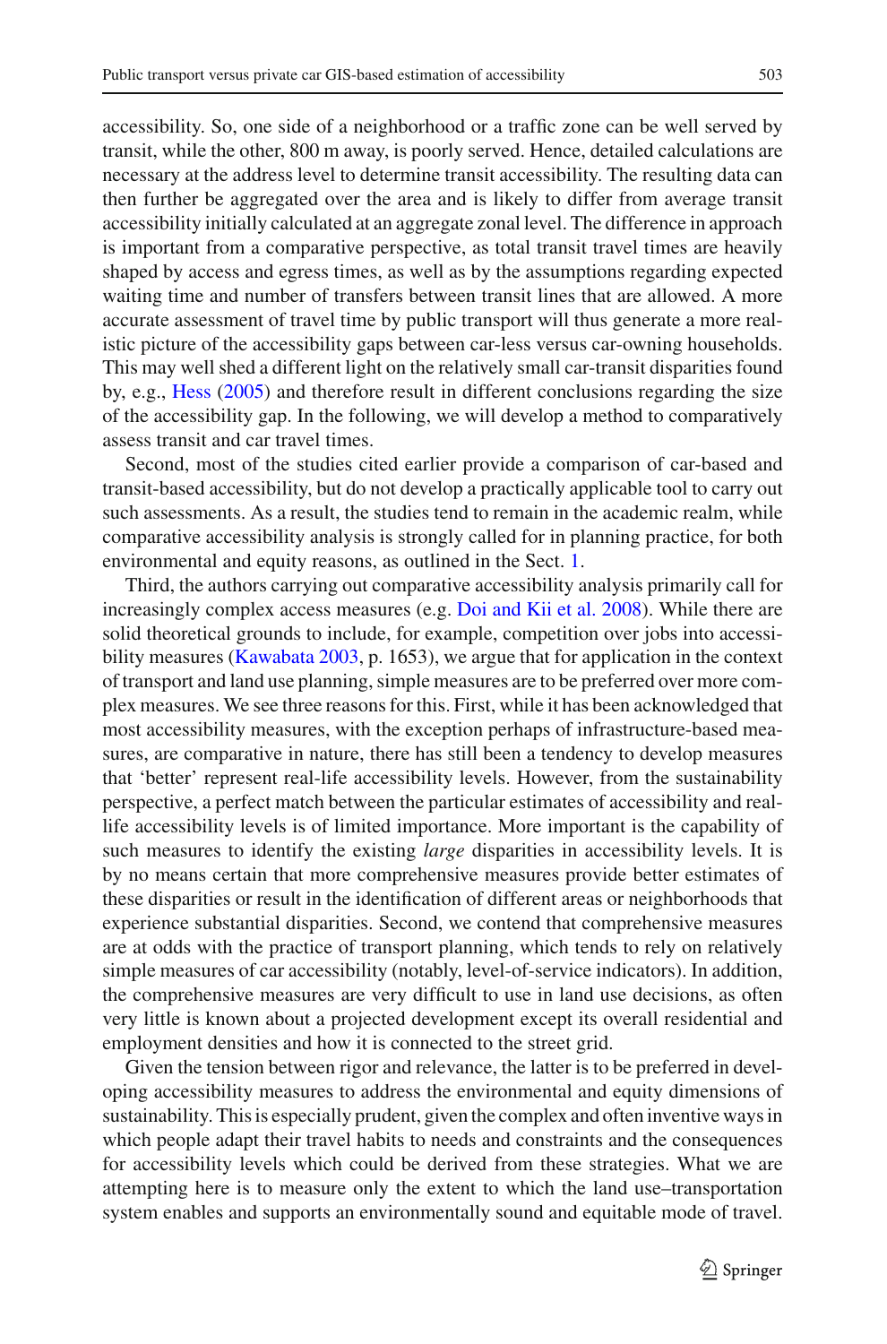accessibility. So, one side of a neighborhood or a traffic zone can be well served by transit, while the other, 800 m away, is poorly served. Hence, detailed calculations are necessary at the address level to determine transit accessibility. The resulting data can then further be aggregated over the area and is likely to differ from average transit accessibility initially calculated at an aggregate zonal level. The difference in approach is important from a comparative perspective, as total transit travel times are heavily shaped by access and egress times, as well as by the assumptions regarding expected waiting time and number of transfers between transit lines that are allowed. A more accurate assessment of travel time by public transport will thus generate a more realistic picture of the accessibility gaps between car-less versus car-owning households. This may well shed a different light on the relatively small car-transit disparities found by, e.g., Hess (2005) and therefore result in different conclusions regarding the size of the accessibility gap. In the following, we will develop a method to comparatively assess transit and car travel times.

Second, most of the studies cited earlier provide a comparison of car-based and transit-based accessibility, but do not develop a practically applicable tool to carry out such assessments. As a result, the studies tend to remain in the academic realm, while comparative accessibility analysis is strongly called for in planning practice, for both environmental and equity reasons, as outlined in the Sect. 1.

Third, the authors carrying out comparative accessibility analysis primarily call for increasingly complex access measures (e.g. Doi and Kii et al. 2008). While there are solid theoretical grounds to include, for example, competition over jobs into accessibility measures (Kawabata 2003, p. 1653), we argue that for application in the context of transport and land use planning, simple measures are to be preferred over more complex measures. We see three reasons for this. First, while it has been acknowledged that most accessibility measures, with the exception perhaps of infrastructure-based measures, are comparative in nature, there has still been a tendency to develop measures that 'better' represent real-life accessibility levels. However, from the sustainability perspective, a perfect match between the particular estimates of accessibility and real-life accessibility levels is of limited importance. More important is the capability of such measures to identify the existing *large* disparities in accessibility levels. It is by no means certain that more comprehensive measures provide better estimates of these disparities or result in the identification of different areas or neighborhoods that experience substantial disparities. Second, we contend that comprehensive measures are at odds with the practice of transport planning, which tends to rely on relatively simple measures of car accessibility (notably, level-of-service indicators). In addition, the comprehensive measures are very difficult to use in land use decisions, as often very little is known about a projected development except its overall residential and employment densities and how it is connected to the street grid.

Given the tension between rigor and relevance, the latter is to be preferred in developing accessibility measures to address the environmental and equity dimensions of sustainability. This is especially prudent, given the complex and often inventive ways in which people adapt their travel habits to needs and constraints and the consequences for accessibility levels which could be derived from these strategies. What we are attempting here is to measure only the extent to which the land use–transportation system enables and supports an environmentally sound and equitable mode of travel.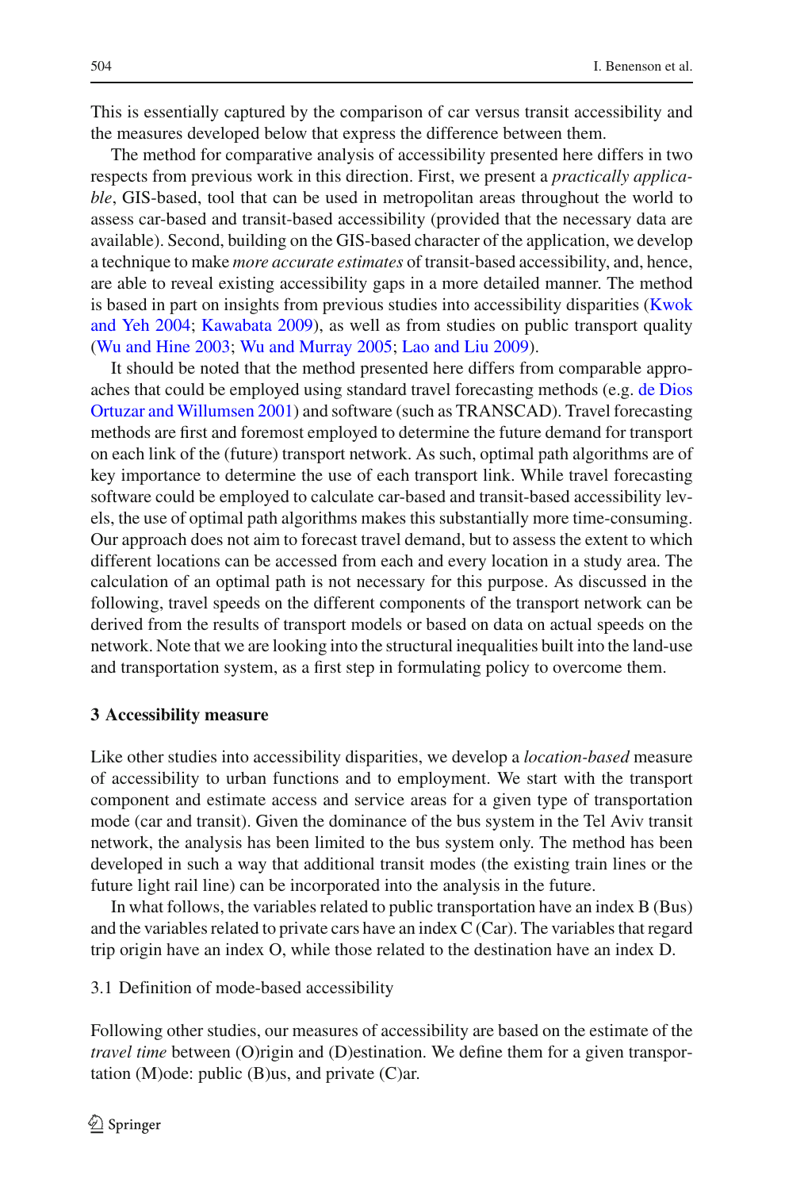This is essentially captured by the comparison of car versus transit accessibility and the measures developed below that express the difference between them.

The method for comparative analysis of accessibility presented here differs in two respects from previous work in this direction. First, we present a *practically applicable*, GIS-based, tool that can be used in metropolitan areas throughout the world to assess car-based and transit-based accessibility (provided that the necessary data are available). Second, building on the GIS-based character of the application, we develop a technique to make *more accurate estimates* of transit-based accessibility, and, hence, are able to reveal existing accessibility gaps in a more detailed manner. The method is based in part on insights from previous studies into accessibility disparities (Kwok and Yeh 2004; Kawabata 2009), as well as from studies on public transport quality (Wu and Hine 2003; Wu and Murray 2005; Lao and Liu 2009).

It should be noted that the method presented here differs from comparable approaches that could be employed using standard travel forecasting methods (e.g. de Dios Ortuzar and Willumsen 2001) and software (such as TRANSCAD). Travel forecasting methods are first and foremost employed to determine the future demand for transport on each link of the (future) transport network. As such, optimal path algorithms are of key importance to determine the use of each transport link. While travel forecasting software could be employed to calculate car-based and transit-based accessibility levels, the use of optimal path algorithms makes this substantially more time-consuming. Our approach does not aim to forecast travel demand, but to assess the extent to which different locations can be accessed from each and every location in a study area. The calculation of an optimal path is not necessary for this purpose. As discussed in the following, travel speeds on the different components of the transport network can be derived from the results of transport models or based on data on actual speeds on the network. Note that we are looking into the structural inequalities built into the land-use and transportation system, as a first step in formulating policy to overcome them.

## 3 Accessibility measure

Like other studies into accessibility disparities, we develop a *location-based* measure of accessibility to urban functions and to employment. We start with the transport component and estimate access and service areas for a given type of transportation mode (car and transit). Given the dominance of the bus system in the Tel Aviv transit network, the analysis has been limited to the bus system only. The method has been developed in such a way that additional transit modes (the existing train lines or the future light rail line) can be incorporated into the analysis in the future.

In what follows, the variables related to public transportation have an index B (Bus) and the variables related to private cars have an index C (Car). The variables that regard trip origin have an index O, while those related to the destination have an index D.

### 3.1 Definition of mode-based accessibility

Following other studies, our measures of accessibility are based on the estimate of the *travel time* between (O)rigin and (D)estination. We define them for a given transportation (M)ode: public (B)us, and private (C)ar.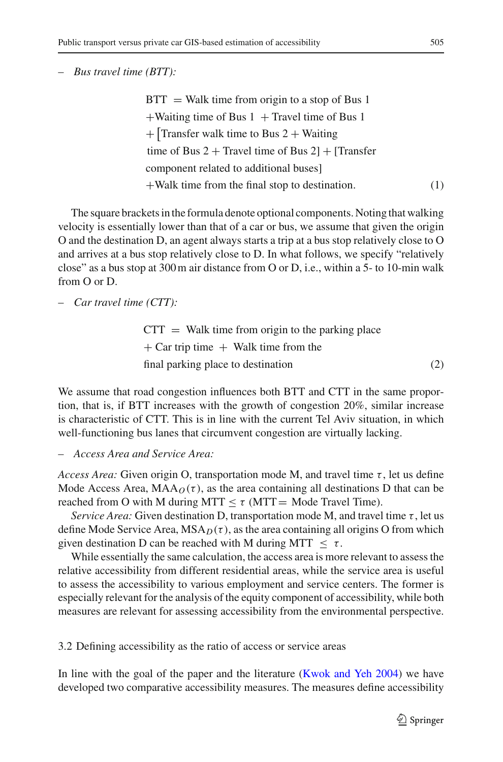– *Bus travel time (BTT):*

$$
\begin{aligned}
\text{BTT} &= \text{Walk time from origin to a stop of Bus 1} \\
&+ \text{Waiting time of Bus 1} + \text{Travel time of Bus 1} \\
&+ \big[\text{Transfer walk time to Bus 2} + \text{Waiting} \\
&\quad \text{time of Bus 2} + \text{Travel time of Bus 2}\big] + [\text{Transfer} \\
&\quad \text{component related to additional buses}] \\
&+ \text{Walk time from the final stop to destination.}
\end{aligned} \tag{1}
$$

The square brackets in the formula denote optional components. Noting that walking velocity is essentially lower than that of a car or bus, we assume that given the origin O and the destination D, an agent always starts a trip at a bus stop relatively close to O and arrives at a bus stop relatively close to D. In what follows, we specify "relatively close" as a bus stop at 300 m air distance from O or D, i.e., within a 5- to 10-min walk from O or D.

– *Car travel time (CTT):*

$$
\begin{aligned}
\text{CTT} &= \text{Walk time from origin to the parking place} \\
&+ \text{Car trip time} + \text{Walk time from the} \\
&\quad \text{final parking place to destination}
\end{aligned} \tag{2}
$$

We assume that road congestion influences both BTT and CTT in the same proportion, that is, if BTT increases with the growth of congestion 20%, similar increase is characteristic of CTT. This is in line with the current Tel Aviv situation, in which well-functioning bus lanes that circumvent congestion are virtually lacking.

– *Access Area and Service Area:*

*Access Area:* Given origin O, transportation mode M, and travel time $\tau$, let us define Mode Access Area, $\text{MAA}_O(\tau)$, as the area containing all destinations D that can be reached from O with M during MTT $\leq \tau$ (MTT $=$ Mode Travel Time).

*Service Area:* Given destination D, transportation mode M, and travel time $\tau$, let us define Mode Service Area, $\text{MSA}_D(\tau)$, as the area containing all origins O from which given destination D can be reached with M during MTT $\leq \tau$.

While essentially the same calculation, the access area is more relevant to assess the relative accessibility from different residential areas, while the service area is useful to assess the accessibility to various employment and service centers. The former is especially relevant for the analysis of the equity component of accessibility, while both measures are relevant for assessing accessibility from the environmental perspective.

### 3.2 Defining accessibility as the ratio of access or service areas

In line with the goal of the paper and the literature (Kwok and Yeh 2004) we have developed two comparative accessibility measures. The measures define accessibility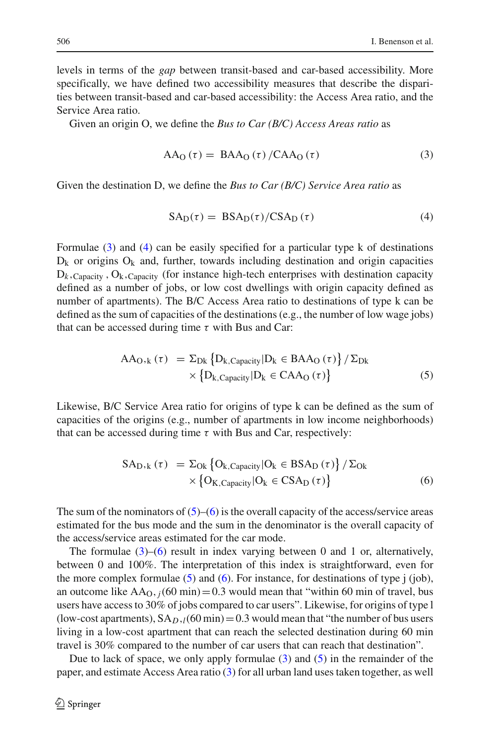levels in terms of the *gap* between transit-based and car-based accessibility. More specifically, we have defined two accessibility measures that describe the disparities between transit-based and car-based accessibility: the Access Area ratio, and the Service Area ratio.

Given an origin O, we define the *Bus to Car (B/C) Access Areas ratio* as

$$\mathrm{AA_O}(\tau) = \mathrm{BAA_O}(\tau)/\mathrm{CAA_O}(\tau) \tag{3}$$

Given the destination D, we define the *Bus to Car (B/C) Service Area ratio* as

$$\mathrm{SA_D}(\tau) = \mathrm{BSA_D}(\tau)/\mathrm{CSA_D}(\tau) \tag{4}$$

Formulae (3) and (4) can be easily specified for a particular type k of destinations $\mathrm{D_k}$ or origins $\mathrm{O_k}$ and, further, towards including destination and origin capacities $\mathrm{D}_{k,\mathrm{Capacity}}$, $\mathrm{O_{k,Capacity}}$ (for instance high-tech enterprises with destination capacity defined as a number of jobs, or low cost dwellings with origin capacity defined as number of apartments). The B/C Access Area ratio to destinations of type k can be defined as the sum of capacities of the destinations (e.g., the number of low wage jobs) that can be accessed during time $\tau$ with Bus and Car:

$$\mathrm{AA_{O,k}}(\tau) = \Sigma_{\mathrm{Dk}}\left\{\mathrm{D_{k,Capacity}}|\mathrm{D_k} \in \mathrm{BAA_O}(\tau)\right\}/\Sigma_{\mathrm{Dk}} \times \left\{\mathrm{D_{k,Capacity}}|\mathrm{D_k} \in \mathrm{CAA_O}(\tau)\right\} \tag{5}$$

Likewise, B/C Service Area ratio for origins of type k can be defined as the sum of capacities of the origins (e.g., number of apartments in low income neighborhoods) that can be accessed during time $\tau$ with Bus and Car, respectively:

$$\mathrm{SA_{D,k}}(\tau) = \Sigma_{\mathrm{Ok}}\left\{\mathrm{O_{k,Capacity}}|\mathrm{O_k} \in \mathrm{BSA_D}(\tau)\right\}/\Sigma_{\mathrm{Ok}} \times \left\{\mathrm{O_{K,Capacity}}|\mathrm{O_k} \in \mathrm{CSA_D}(\tau)\right\} \tag{6}$$

The sum of the nominators of (5)–(6) is the overall capacity of the access/service areas estimated for the bus mode and the sum in the denominator is the overall capacity of the access/service areas estimated for the car mode.

The formulae (3)–(6) result in index varying between 0 and 1 or, alternatively, between 0 and 100%. The interpretation of this index is straightforward, even for the more complex formulae (5) and (6). For instance, for destinations of type j (job), an outcome like $\mathrm{AA}_{\mathrm{O},j}(60\ \mathrm{min}) = 0.3$ would mean that "within 60 min of travel, bus users have access to 30% of jobs compared to car users". Likewise, for origins of type l (low-cost apartments), $\mathrm{SA}_{D,l}(60\ \mathrm{min}) = 0.3$ would mean that "the number of bus users living in a low-cost apartment that can reach the selected destination during 60 min travel is 30% compared to the number of car users that can reach that destination".

Due to lack of space, we only apply formulae (3) and (5) in the remainder of the paper, and estimate Access Area ratio (3) for all urban land uses taken together, as well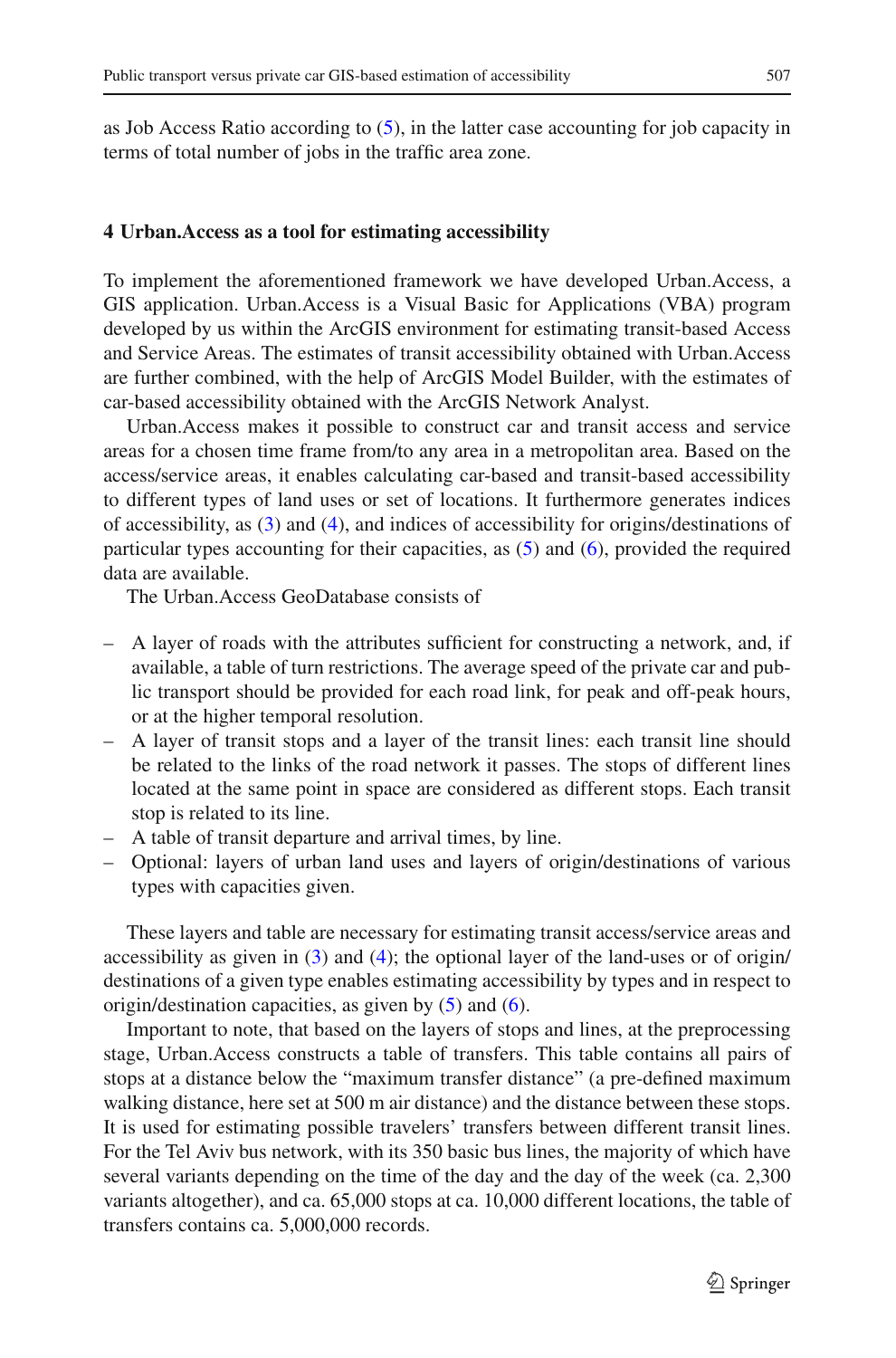as Job Access Ratio according to (5), in the latter case accounting for job capacity in terms of total number of jobs in the traffic area zone.

## 4 Urban.Access as a tool for estimating accessibility

To implement the aforementioned framework we have developed Urban.Access, a GIS application. Urban.Access is a Visual Basic for Applications (VBA) program developed by us within the ArcGIS environment for estimating transit-based Access and Service Areas. The estimates of transit accessibility obtained with Urban.Access are further combined, with the help of ArcGIS Model Builder, with the estimates of car-based accessibility obtained with the ArcGIS Network Analyst.

Urban.Access makes it possible to construct car and transit access and service areas for a chosen time frame from/to any area in a metropolitan area. Based on the access/service areas, it enables calculating car-based and transit-based accessibility to different types of land uses or set of locations. It furthermore generates indices of accessibility, as (3) and (4), and indices of accessibility for origins/destinations of particular types accounting for their capacities, as (5) and (6), provided the required data are available.

The Urban.Access GeoDatabase consists of

- A layer of roads with the attributes sufficient for constructing a network, and, if available, a table of turn restrictions. The average speed of the private car and public transport should be provided for each road link, for peak and off-peak hours, or at the higher temporal resolution.
- A layer of transit stops and a layer of the transit lines: each transit line should be related to the links of the road network it passes. The stops of different lines located at the same point in space are considered as different stops. Each transit stop is related to its line.
- A table of transit departure and arrival times, by line.
- Optional: layers of urban land uses and layers of origin/destinations of various types with capacities given.

These layers and table are necessary for estimating transit access/service areas and accessibility as given in (3) and (4); the optional layer of the land-uses or of origin/destinations of a given type enables estimating accessibility by types and in respect to origin/destination capacities, as given by (5) and (6).

Important to note, that based on the layers of stops and lines, at the preprocessing stage, Urban.Access constructs a table of transfers. This table contains all pairs of stops at a distance below the "maximum transfer distance" (a pre-defined maximum walking distance, here set at 500 m air distance) and the distance between these stops. It is used for estimating possible travelers' transfers between different transit lines. For the Tel Aviv bus network, with its 350 basic bus lines, the majority of which have several variants depending on the time of the day and the day of the week (ca. 2,300 variants altogether), and ca. 65,000 stops at ca. 10,000 different locations, the table of transfers contains ca. 5,000,000 records.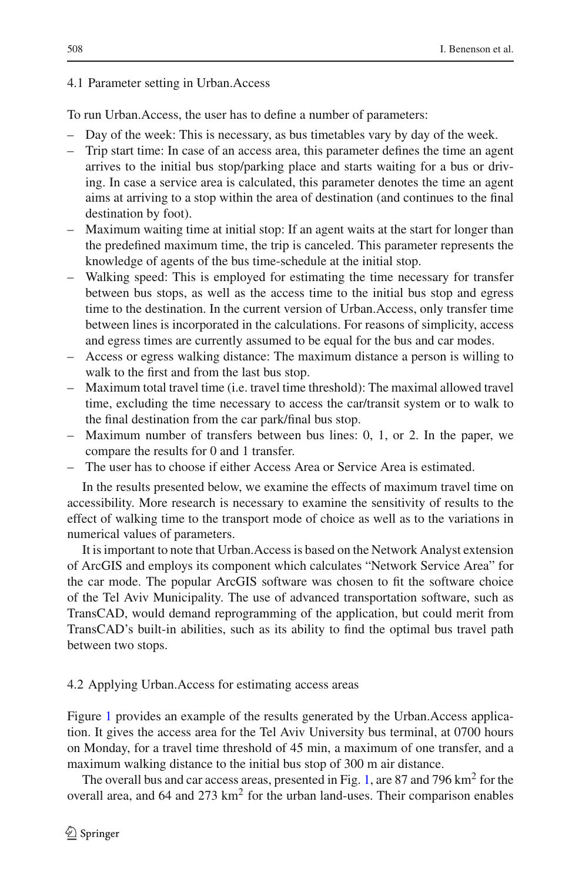### 4.1 Parameter setting in Urban.Access

To run Urban.Access, the user has to define a number of parameters:

- Day of the week: This is necessary, as bus timetables vary by day of the week.
- Trip start time: In case of an access area, this parameter defines the time an agent arrives to the initial bus stop/parking place and starts waiting for a bus or driving. In case a service area is calculated, this parameter denotes the time an agent aims at arriving to a stop within the area of destination (and continues to the final destination by foot).
- Maximum waiting time at initial stop: If an agent waits at the start for longer than the predefined maximum time, the trip is canceled. This parameter represents the knowledge of agents of the bus time-schedule at the initial stop.
- Walking speed: This is employed for estimating the time necessary for transfer between bus stops, as well as the access time to the initial bus stop and egress time to the destination. In the current version of Urban.Access, only transfer time between lines is incorporated in the calculations. For reasons of simplicity, access and egress times are currently assumed to be equal for the bus and car modes.
- Access or egress walking distance: The maximum distance a person is willing to walk to the first and from the last bus stop.
- Maximum total travel time (i.e. travel time threshold): The maximal allowed travel time, excluding the time necessary to access the car/transit system or to walk to the final destination from the car park/final bus stop.
- Maximum number of transfers between bus lines: 0, 1, or 2. In the paper, we compare the results for 0 and 1 transfer.
- The user has to choose if either Access Area or Service Area is estimated.

In the results presented below, we examine the effects of maximum travel time on accessibility. More research is necessary to examine the sensitivity of results to the effect of walking time to the transport mode of choice as well as to the variations in numerical values of parameters.

It is important to note that Urban.Access is based on the Network Analyst extension of ArcGIS and employs its component which calculates "Network Service Area" for the car mode. The popular ArcGIS software was chosen to fit the software choice of the Tel Aviv Municipality. The use of advanced transportation software, such as TransCAD, would demand reprogramming of the application, but could merit from TransCAD's built-in abilities, such as its ability to find the optimal bus travel path between two stops.

### 4.2 Applying Urban.Access for estimating access areas

Figure 1 provides an example of the results generated by the Urban.Access application. It gives the access area for the Tel Aviv University bus terminal, at 0700 hours on Monday, for a travel time threshold of 45 min, a maximum of one transfer, and a maximum walking distance to the initial bus stop of 300 m air distance.

The overall bus and car access areas, presented in Fig. 1, are 87 and 796 $km^2$ for the overall area, and 64 and 273 $km^2$ for the urban land-uses. Their comparison enables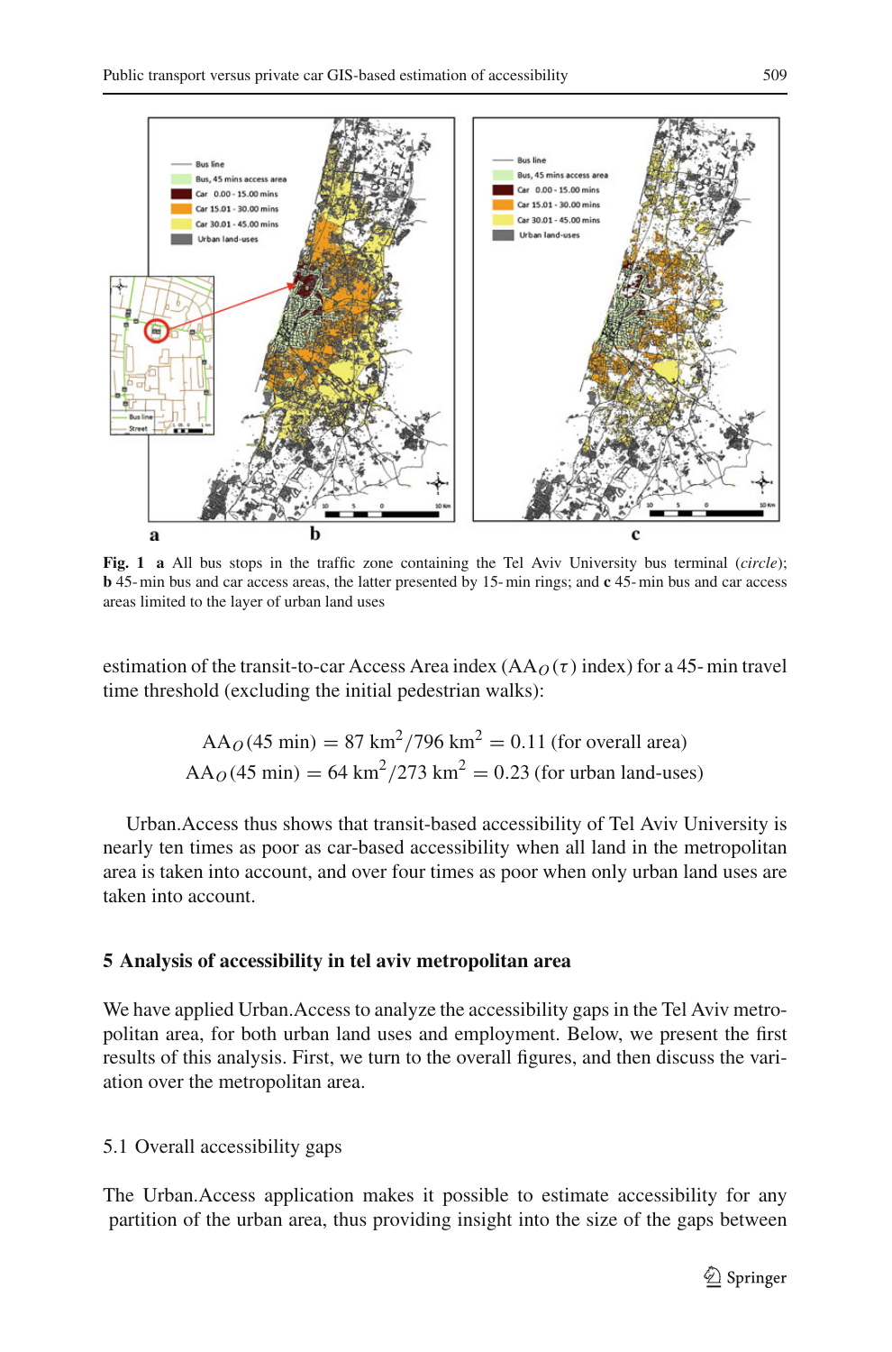**Fig. 1** **a** All bus stops in the traffic zone containing the Tel Aviv University bus terminal (*circle*); **b** 45- min bus and car access areas, the latter presented by 15- min rings; and **c** 45- min bus and car access areas limited to the layer of urban land uses

estimation of the transit-to-car Access Area index ($AA_O(\tau)$ index) for a 45- min travel time threshold (excluding the initial pedestrian walks):

$$AA_O(45\text{ min}) = 87\text{ km}^2/796\text{ km}^2 = 0.11\text{ (for overall area)}$$
$$AA_O(45\text{ min}) = 64\text{ km}^2/273\text{ km}^2 = 0.23\text{ (for urban land-uses)}$$

Urban.Access thus shows that transit-based accessibility of Tel Aviv University is nearly ten times as poor as car-based accessibility when all land in the metropolitan area is taken into account, and over four times as poor when only urban land uses are taken into account.

## 5 Analysis of accessibility in tel aviv metropolitan area

We have applied Urban.Access to analyze the accessibility gaps in the Tel Aviv metropolitan area, for both urban land uses and employment. Below, we present the first results of this analysis. First, we turn to the overall figures, and then discuss the variation over the metropolitan area.

### 5.1 Overall accessibility gaps

The Urban.Access application makes it possible to estimate accessibility for any partition of the urban area, thus providing insight into the size of the gaps between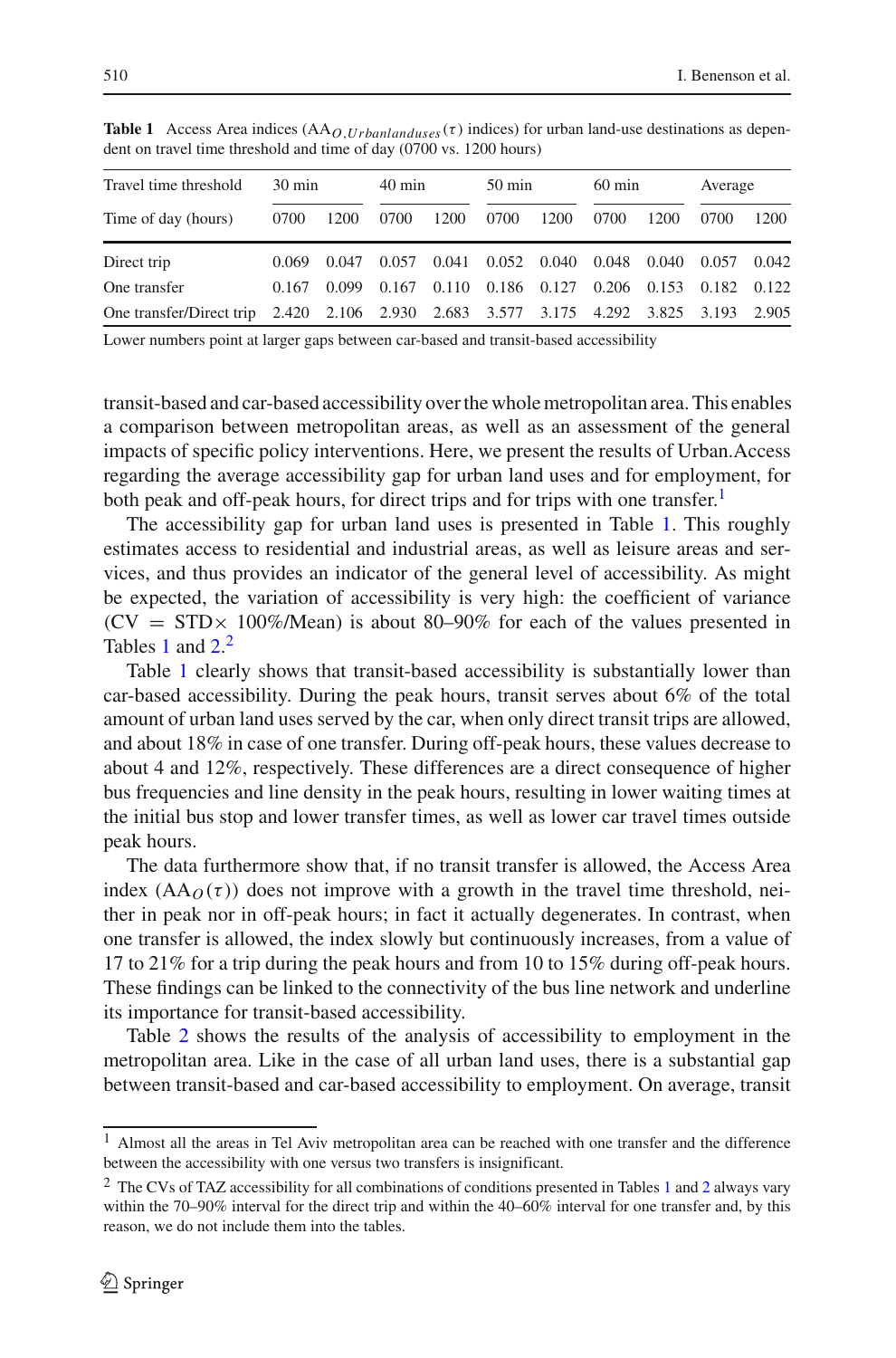**Table 1** Access Area indices ($AA_{O,Urbanlanduses}(\tau)$ indices) for urban land-use destinations as dependent on travel time threshold and time of day (0700 vs. 1200 hours)

| Travel time threshold | 30 min | | 40 min | | 50 min | | 60 min | | Average | |
|---|---|---|---|---|---|---|---|---|---|---|
| Time of day (hours) | 0700 | 1200 | 0700 | 1200 | 0700 | 1200 | 0700 | 1200 | 0700 | 1200 |
| Direct trip | 0.069 | 0.047 | 0.057 | 0.041 | 0.052 | 0.040 | 0.048 | 0.040 | 0.057 | 0.042 |
| One transfer | 0.167 | 0.099 | 0.167 | 0.110 | 0.186 | 0.127 | 0.206 | 0.153 | 0.182 | 0.122 |
| One transfer/Direct trip | 2.420 | 2.106 | 2.930 | 2.683 | 3.577 | 3.175 | 4.292 | 3.825 | 3.193 | 2.905 |

Lower numbers point at larger gaps between car-based and transit-based accessibility

transit-based and car-based accessibility over the whole metropolitan area. This enables a comparison between metropolitan areas, as well as an assessment of the general impacts of specific policy interventions. Here, we present the results of Urban.Access regarding the average accessibility gap for urban land uses and for employment, for both peak and off-peak hours, for direct trips and for trips with one transfer.[1]

The accessibility gap for urban land uses is presented in Table 1. This roughly estimates access to residential and industrial areas, as well as leisure areas and services, and thus provides an indicator of the general level of accessibility. As might be expected, the variation of accessibility is very high: the coefficient of variance ($CV = STD \times 100\%/Mean$) is about 80–90% for each of the values presented in Tables 1 and 2.[2]

Table 1 clearly shows that transit-based accessibility is substantially lower than car-based accessibility. During the peak hours, transit serves about 6% of the total amount of urban land uses served by the car, when only direct transit trips are allowed, and about 18% in case of one transfer. During off-peak hours, these values decrease to about 4 and 12%, respectively. These differences are a direct consequence of higher bus frequencies and line density in the peak hours, resulting in lower waiting times at the initial bus stop and lower transfer times, as well as lower car travel times outside peak hours.

The data furthermore show that, if no transit transfer is allowed, the Access Area index ($AA_O(\tau)$) does not improve with a growth in the travel time threshold, neither in peak nor in off-peak hours; in fact it actually degenerates. In contrast, when one transfer is allowed, the index slowly but continuously increases, from a value of 17 to 21% for a trip during the peak hours and from 10 to 15% during off-peak hours. These findings can be linked to the connectivity of the bus line network and underline its importance for transit-based accessibility.

Table 2 shows the results of the analysis of accessibility to employment in the metropolitan area. Like in the case of all urban land uses, there is a substantial gap between transit-based and car-based accessibility to employment. On average, transit

---

[1] Almost all the areas in Tel Aviv metropolitan area can be reached with one transfer and the difference between the accessibility with one versus two transfers is insignificant.

[2] The CVs of TAZ accessibility for all combinations of conditions presented in Tables 1 and 2 always vary within the 70–90% interval for the direct trip and within the 40–60% interval for one transfer and, by this reason, we do not include them into the tables.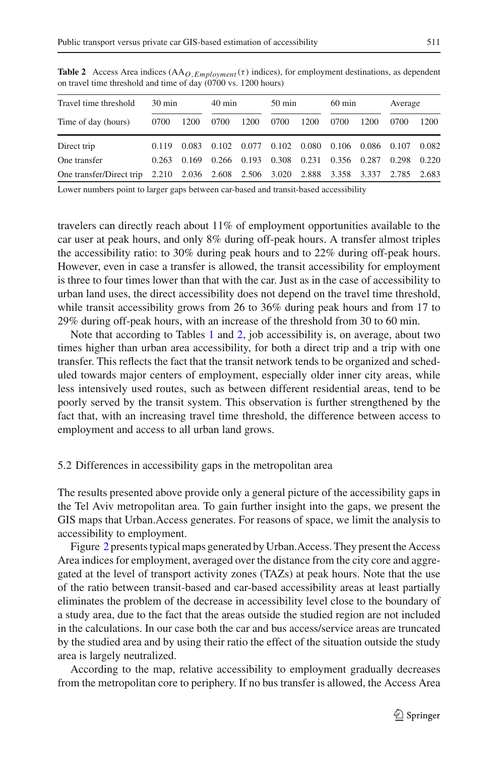**Table 2** Access Area indices ($AA_{O,Employment}(\tau)$ indices), for employment destinations, as dependent on travel time threshold and time of day (0700 vs. 1200 hours)

| Travel time threshold | 30 min | | 40 min | | 50 min | | 60 min | | Average | |
|---|---|---|---|---|---|---|---|---|---|---|
| Time of day (hours) | 0700 | 1200 | 0700 | 1200 | 0700 | 1200 | 0700 | 1200 | 0700 | 1200 |
| Direct trip | 0.119 | 0.083 | 0.102 | 0.077 | 0.102 | 0.080 | 0.106 | 0.086 | 0.107 | 0.082 |
| One transfer | 0.263 | 0.169 | 0.266 | 0.193 | 0.308 | 0.231 | 0.356 | 0.287 | 0.298 | 0.220 |
| One transfer/Direct trip | 2.210 | 2.036 | 2.608 | 2.506 | 3.020 | 2.888 | 3.358 | 3.337 | 2.785 | 2.683 |

Lower numbers point to larger gaps between car-based and transit-based accessibility

travelers can directly reach about 11% of employment opportunities available to the car user at peak hours, and only 8% during off-peak hours. A transfer almost triples the accessibility ratio: to 30% during peak hours and to 22% during off-peak hours. However, even in case a transfer is allowed, the transit accessibility for employment is three to four times lower than that with the car. Just as in the case of accessibility to urban land uses, the direct accessibility does not depend on the travel time threshold, while transit accessibility grows from 26 to 36% during peak hours and from 17 to 29% during off-peak hours, with an increase of the threshold from 30 to 60 min.

Note that according to Tables 1 and 2, job accessibility is, on average, about two times higher than urban area accessibility, for both a direct trip and a trip with one transfer. This reflects the fact that the transit network tends to be organized and scheduled towards major centers of employment, especially older inner city areas, while less intensively used routes, such as between different residential areas, tend to be poorly served by the transit system. This observation is further strengthened by the fact that, with an increasing travel time threshold, the difference between access to employment and access to all urban land grows.

### 5.2 Differences in accessibility gaps in the metropolitan area

The results presented above provide only a general picture of the accessibility gaps in the Tel Aviv metropolitan area. To gain further insight into the gaps, we present the GIS maps that Urban.Access generates. For reasons of space, we limit the analysis to accessibility to employment.

Figure 2 presents typical maps generated by Urban.Access. They present the Access Area indices for employment, averaged over the distance from the city core and aggregated at the level of transport activity zones (TAZs) at peak hours. Note that the use of the ratio between transit-based and car-based accessibility areas at least partially eliminates the problem of the decrease in accessibility level close to the boundary of a study area, due to the fact that the areas outside the studied region are not included in the calculations. In our case both the car and bus access/service areas are truncated by the studied area and by using their ratio the effect of the situation outside the study area is largely neutralized.

According to the map, relative accessibility to employment gradually decreases from the metropolitan core to periphery. If no bus transfer is allowed, the Access Area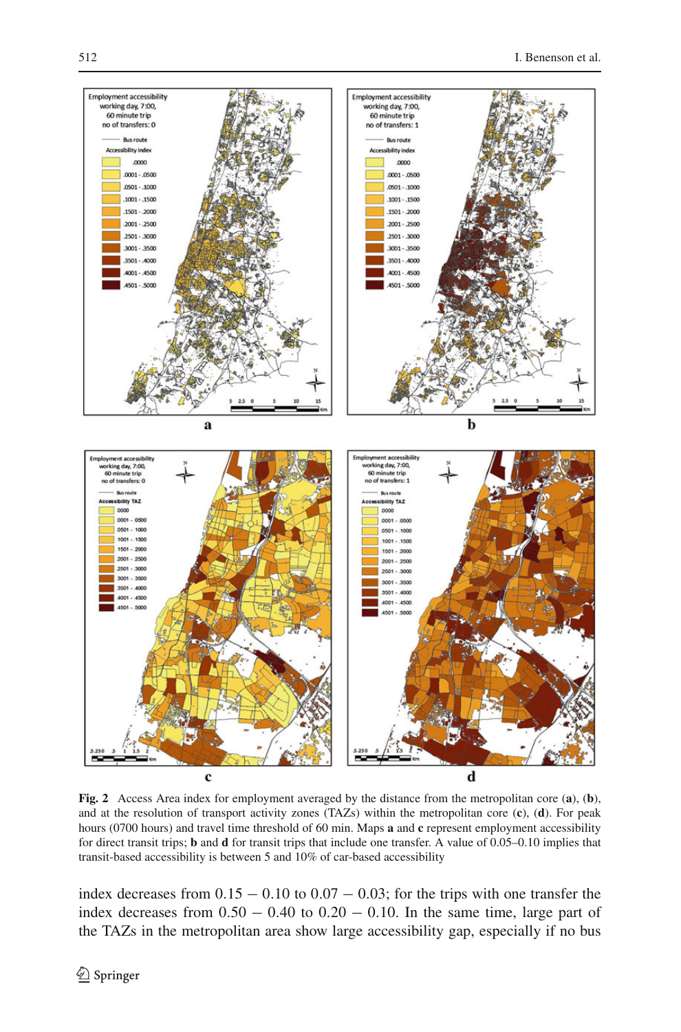**Fig. 2** Access Area index for employment averaged by the distance from the metropolitan core (**a**), (**b**), and at the resolution of transport activity zones (TAZs) within the metropolitan core (**c**), (**d**). For peak hours (0700 hours) and travel time threshold of 60 min. Maps **a** and **c** represent employment accessibility for direct transit trips; **b** and **d** for transit trips that include one transfer. A value of 0.05–0.10 implies that transit-based accessibility is between 5 and 10% of car-based accessibility

index decreases from $0.15 - 0.10$ to $0.07 - 0.03$; for the trips with one transfer the index decreases from $0.50 - 0.40$ to $0.20 - 0.10$. In the same time, large part of the TAZs in the metropolitan area show large accessibility gap, especially if no bus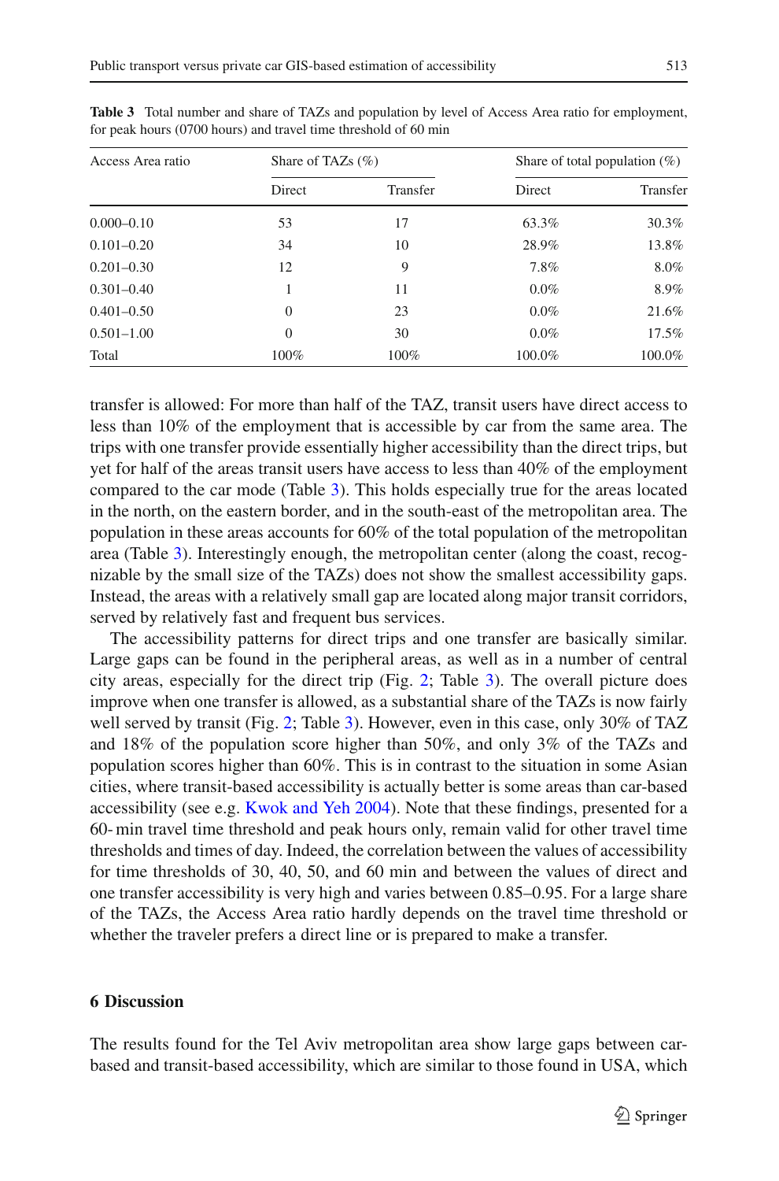**Table 3** Total number and share of TAZs and population by level of Access Area ratio for employment, for peak hours (0700 hours) and travel time threshold of 60 min

| Access Area ratio | Share of TAZs (%) | | Share of total population (%) | |
|---|---|---|---|---|
| | Direct | Transfer | Direct | Transfer |
| 0.000–0.10 | 53 | 17 | 63.3% | 30.3% |
| 0.101–0.20 | 34 | 10 | 28.9% | 13.8% |
| 0.201–0.30 | 12 | 9 | 7.8% | 8.0% |
| 0.301–0.40 | 1 | 11 | 0.0% | 8.9% |
| 0.401–0.50 | 0 | 23 | 0.0% | 21.6% |
| 0.501–1.00 | 0 | 30 | 0.0% | 17.5% |
| Total | 100% | 100% | 100.0% | 100.0% |

transfer is allowed: For more than half of the TAZ, transit users have direct access to less than 10% of the employment that is accessible by car from the same area. The trips with one transfer provide essentially higher accessibility than the direct trips, but yet for half of the areas transit users have access to less than 40% of the employment compared to the car mode (Table 3). This holds especially true for the areas located in the north, on the eastern border, and in the south-east of the metropolitan area. The population in these areas accounts for 60% of the total population of the metropolitan area (Table 3). Interestingly enough, the metropolitan center (along the coast, recognizable by the small size of the TAZs) does not show the smallest accessibility gaps. Instead, the areas with a relatively small gap are located along major transit corridors, served by relatively fast and frequent bus services.

The accessibility patterns for direct trips and one transfer are basically similar. Large gaps can be found in the peripheral areas, as well as in a number of central city areas, especially for the direct trip (Fig. 2; Table 3). The overall picture does improve when one transfer is allowed, as a substantial share of the TAZs is now fairly well served by transit (Fig. 2; Table 3). However, even in this case, only 30% of TAZ and 18% of the population score higher than 50%, and only 3% of the TAZs and population scores higher than 60%. This is in contrast to the situation in some Asian cities, where transit-based accessibility is actually better is some areas than car-based accessibility (see e.g. Kwok and Yeh 2004). Note that these findings, presented for a 60- min travel time threshold and peak hours only, remain valid for other travel time thresholds and times of day. Indeed, the correlation between the values of accessibility for time thresholds of 30, 40, 50, and 60 min and between the values of direct and one transfer accessibility is very high and varies between 0.85–0.95. For a large share of the TAZs, the Access Area ratio hardly depends on the travel time threshold or whether the traveler prefers a direct line or is prepared to make a transfer.

## 6 Discussion

The results found for the Tel Aviv metropolitan area show large gaps between car-based and transit-based accessibility, which are similar to those found in USA, which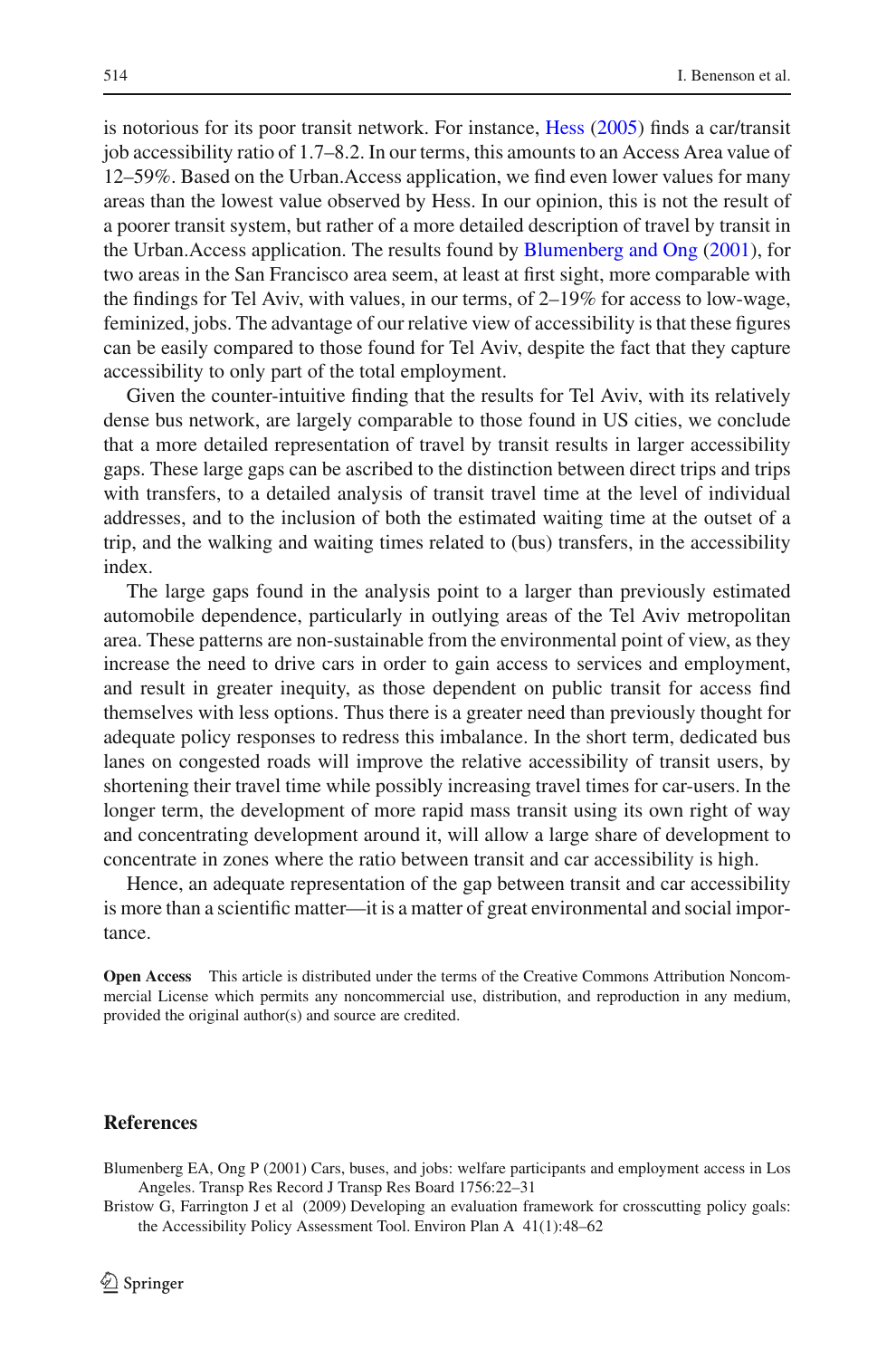is notorious for its poor transit network. For instance, Hess (2005) finds a car/transit job accessibility ratio of 1.7–8.2. In our terms, this amounts to an Access Area value of 12–59%. Based on the Urban.Access application, we find even lower values for many areas than the lowest value observed by Hess. In our opinion, this is not the result of a poorer transit system, but rather of a more detailed description of travel by transit in the Urban.Access application. The results found by Blumenberg and Ong (2001), for two areas in the San Francisco area seem, at least at first sight, more comparable with the findings for Tel Aviv, with values, in our terms, of 2–19% for access to low-wage, feminized, jobs. The advantage of our relative view of accessibility is that these figures can be easily compared to those found for Tel Aviv, despite the fact that they capture accessibility to only part of the total employment.

Given the counter-intuitive finding that the results for Tel Aviv, with its relatively dense bus network, are largely comparable to those found in US cities, we conclude that a more detailed representation of travel by transit results in larger accessibility gaps. These large gaps can be ascribed to the distinction between direct trips and trips with transfers, to a detailed analysis of transit travel time at the level of individual addresses, and to the inclusion of both the estimated waiting time at the outset of a trip, and the walking and waiting times related to (bus) transfers, in the accessibility index.

The large gaps found in the analysis point to a larger than previously estimated automobile dependence, particularly in outlying areas of the Tel Aviv metropolitan area. These patterns are non-sustainable from the environmental point of view, as they increase the need to drive cars in order to gain access to services and employment, and result in greater inequity, as those dependent on public transit for access find themselves with less options. Thus there is a greater need than previously thought for adequate policy responses to redress this imbalance. In the short term, dedicated bus lanes on congested roads will improve the relative accessibility of transit users, by shortening their travel time while possibly increasing travel times for car-users. In the longer term, the development of more rapid mass transit using its own right of way and concentrating development around it, will allow a large share of development to concentrate in zones where the ratio between transit and car accessibility is high.

Hence, an adequate representation of the gap between transit and car accessibility is more than a scientific matter—it is a matter of great environmental and social importance.

**Open Access** This article is distributed under the terms of the Creative Commons Attribution Noncommercial License which permits any noncommercial use, distribution, and reproduction in any medium, provided the original author(s) and source are credited.

## References

Blumenberg EA, Ong P (2001) Cars, buses, and jobs: welfare participants and employment access in Los Angeles. Transp Res Record J Transp Res Board 1756:22–31

Bristow G, Farrington J et al (2009) Developing an evaluation framework for crosscutting policy goals: the Accessibility Policy Assessment Tool. Environ Plan A 41(1):48–62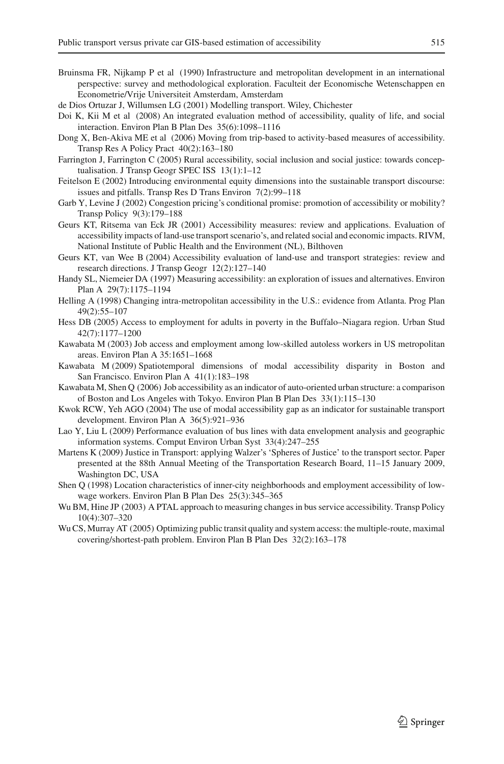Bruinsma FR, Nijkamp P et al (1990) Infrastructure and metropolitan development in an international perspective: survey and methodological exploration. Faculteit der Economische Wetenschappen en Econometrie/Vrije Universiteit Amsterdam, Amsterdam

de Dios Ortuzar J, Willumsen LG (2001) Modelling transport. Wiley, Chichester

Doi K, Kii M et al (2008) An integrated evaluation method of accessibility, quality of life, and social interaction. Environ Plan B Plan Des 35(6):1098–1116

Dong X, Ben-Akiva ME et al (2006) Moving from trip-based to activity-based measures of accessibility. Transp Res A Policy Pract 40(2):163–180

Farrington J, Farrington C (2005) Rural accessibility, social inclusion and social justice: towards conceptualisation. J Transp Geogr SPEC ISS 13(1):1–12

Feitelson E (2002) Introducing environmental equity dimensions into the sustainable transport discourse: issues and pitfalls. Transp Res D Trans Environ 7(2):99–118

Garb Y, Levine J (2002) Congestion pricing's conditional promise: promotion of accessibility or mobility? Transp Policy 9(3):179–188

Geurs KT, Ritsema van Eck JR (2001) Accessibility measures: review and applications. Evaluation of accessibility impacts of land-use transport scenario's, and related social and economic impacts. RIVM, National Institute of Public Health and the Environment (NL), Bilthoven

Geurs KT, van Wee B (2004) Accessibility evaluation of land-use and transport strategies: review and research directions. J Transp Geogr 12(2):127–140

Handy SL, Niemeier DA (1997) Measuring accessibility: an exploration of issues and alternatives. Environ Plan A 29(7):1175–1194

Helling A (1998) Changing intra-metropolitan accessibility in the U.S.: evidence from Atlanta. Prog Plan 49(2):55–107

Hess DB (2005) Access to employment for adults in poverty in the Buffalo–Niagara region. Urban Stud 42(7):1177–1200

Kawabata M (2003) Job access and employment among low-skilled autoless workers in US metropolitan areas. Environ Plan A 35:1651–1668

Kawabata M (2009) Spatiotemporal dimensions of modal accessibility disparity in Boston and San Francisco. Environ Plan A 41(1):183–198

Kawabata M, Shen Q (2006) Job accessibility as an indicator of auto-oriented urban structure: a comparison of Boston and Los Angeles with Tokyo. Environ Plan B Plan Des 33(1):115–130

Kwok RCW, Yeh AGO (2004) The use of modal accessibility gap as an indicator for sustainable transport development. Environ Plan A 36(5):921–936

Lao Y, Liu L (2009) Performance evaluation of bus lines with data envelopment analysis and geographic information systems. Comput Environ Urban Syst 33(4):247–255

Martens K (2009) Justice in Transport: applying Walzer's 'Spheres of Justice' to the transport sector. Paper presented at the 88th Annual Meeting of the Transportation Research Board, 11–15 January 2009, Washington DC, USA

Shen Q (1998) Location characteristics of inner-city neighborhoods and employment accessibility of low-wage workers. Environ Plan B Plan Des 25(3):345–365

Wu BM, Hine JP (2003) A PTAL approach to measuring changes in bus service accessibility. Transp Policy 10(4):307–320

Wu CS, Murray AT (2005) Optimizing public transit quality and system access: the multiple-route, maximal covering/shortest-path problem. Environ Plan B Plan Des 32(2):163–178